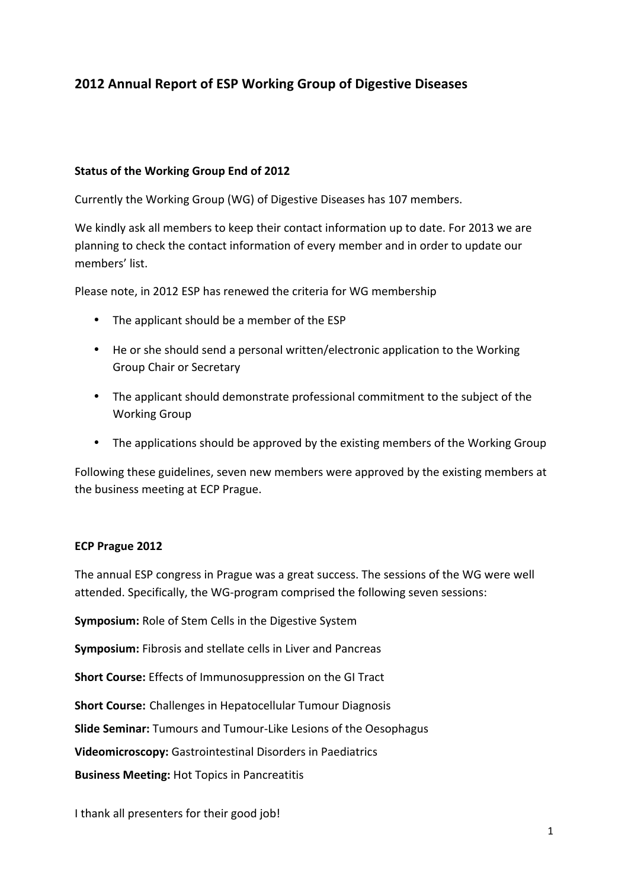# 2012 Annual Report of ESP Working Group of Digestive Diseases

### Status of the Working Group End of 2012

Currently the Working Group (WG) of Digestive Diseases has 107 members.

We kindly ask all members to keep their contact information up to date. For 2013 we are planning to check the contact information of every member and in order to update our members' list.

Please note, in 2012 ESP has renewed the criteria for WG membership

- The applicant should be a member of the ESP
- He or she should send a personal written/electronic application to the Working Group Chair or Secretary
- The applicant should demonstrate professional commitment to the subject of the Working Group
- The applications should be approved by the existing members of the Working Group

Following these guidelines, seven new members were approved by the existing members at the business meeting at ECP Prague.

### ECP Prague 2012

The annual ESP congress in Prague was a great success. The sessions of the WG were well attended. Specifically, the WG-program comprised the following seven sessions:

**Symposium:** Role of Stem Cells in the Digestive System

**Symposium:** Fibrosis and stellate cells in Liver and Pancreas

**Short Course:** Effects of Immunosuppression on the GI Tract

**Short Course:** Challenges in Hepatocellular Tumour Diagnosis

**Slide Seminar:** Tumours and Tumour-Like Lesions of the Oesophagus

**Videomicroscopy:** Gastrointestinal Disorders in Paediatrics

**Business Meeting:** Hot Topics in Pancreatitis

I thank all presenters for their good job!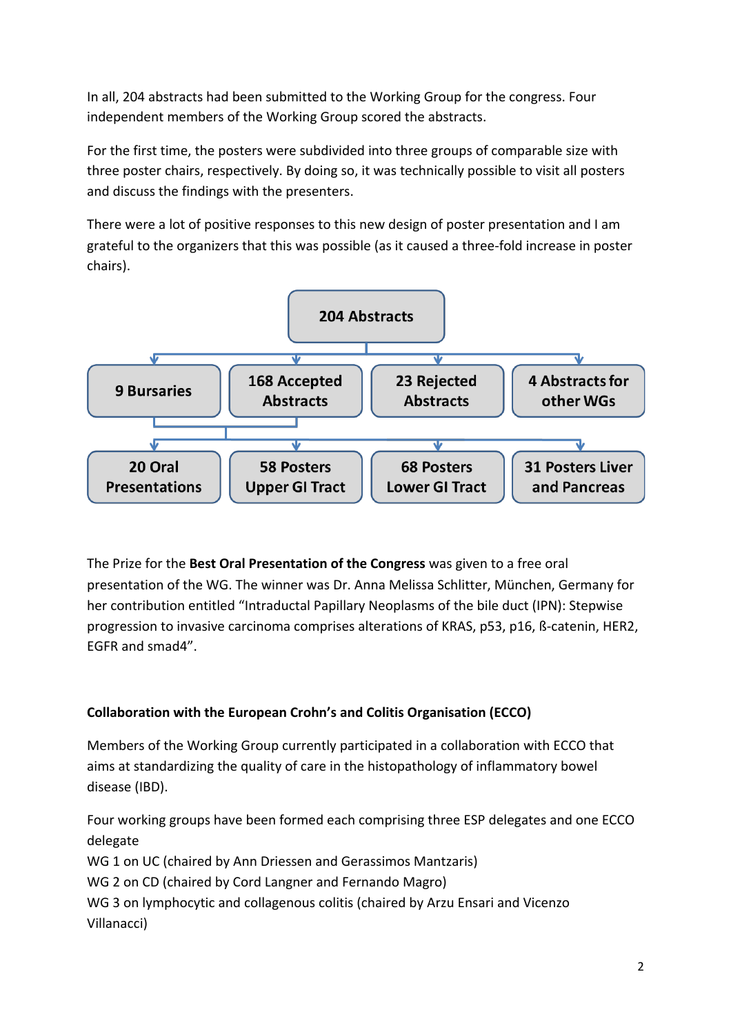In all, 204 abstracts had been submitted to the Working Group for the congress. Four independent members of the Working Group scored the abstracts.

For the first time, the posters were subdivided into three groups of comparable size with three poster chairs, respectively. By doing so, it was technically possible to visit all posters and discuss the findings with the presenters.

There were a lot of positive responses to this new design of poster presentation and I am grateful to the organizers that this was possible (as it caused a three-fold increase in poster chairs).

- **204 Abstracts**
  - **9 Bursaries**
  - **168 Accepted Abstracts**
  - **23 Rejected Abstracts**
  - **4 Abstracts for other WGs**
- **9 Bursaries** + **168 Accepted Abstracts**
  - **20 Oral Presentations**
  - **58 Posters Upper GI Tract**
  - **68 Posters Lower GI Tract**
  - **31 Posters Liver and Pancreas**

The Prize for the **Best Oral Presentation of the Congress** was given to a free oral presentation of the WG. The winner was Dr. Anna Melissa Schlitter, München, Germany for her contribution entitled "Intraductal Papillary Neoplasms of the bile duct (IPN): Stepwise progression to invasive carcinoma comprises alterations of KRAS, p53, p16, ß-catenin, HER2, EGFR and smad4".

**Collaboration with the European Crohn's and Colitis Organisation (ECCO)**

Members of the Working Group currently participated in a collaboration with ECCO that aims at standardizing the quality of care in the histopathology of inflammatory bowel disease (IBD).

Four working groups have been formed each comprising three ESP delegates and one ECCO delegate
WG 1 on UC (chaired by Ann Driessen and Gerassimos Mantzaris)
WG 2 on CD (chaired by Cord Langner and Fernando Magro)
WG 3 on lymphocytic and collagenous colitis (chaired by Arzu Ensari and Vicenzo Villanacci)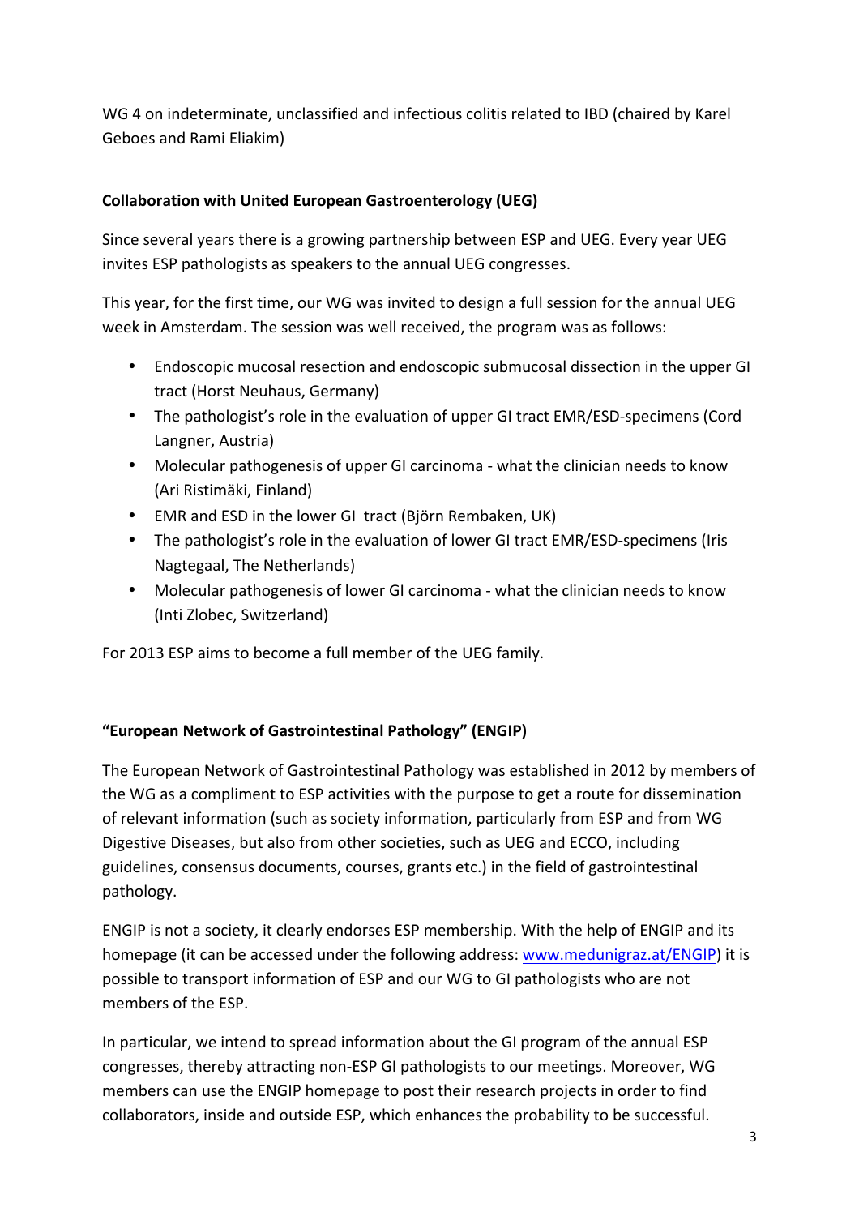WG 4 on indeterminate, unclassified and infectious colitis related to IBD (chaired by Karel Geboes and Rami Eliakim)

**Collaboration with United European Gastroenterology (UEG)**

Since several years there is a growing partnership between ESP and UEG. Every year UEG invites ESP pathologists as speakers to the annual UEG congresses.

This year, for the first time, our WG was invited to design a full session for the annual UEG week in Amsterdam. The session was well received, the program was as follows:

- Endoscopic mucosal resection and endoscopic submucosal dissection in the upper GI tract (Horst Neuhaus, Germany)
- The pathologist's role in the evaluation of upper GI tract EMR/ESD-specimens (Cord Langner, Austria)
- Molecular pathogenesis of upper GI carcinoma - what the clinician needs to know (Ari Ristimäki, Finland)
- EMR and ESD in the lower GI tract (Björn Rembaken, UK)
- The pathologist's role in the evaluation of lower GI tract EMR/ESD-specimens (Iris Nagtegaal, The Netherlands)
- Molecular pathogenesis of lower GI carcinoma - what the clinician needs to know (Inti Zlobec, Switzerland)

For 2013 ESP aims to become a full member of the UEG family.

**"European Network of Gastrointestinal Pathology" (ENGIP)**

The European Network of Gastrointestinal Pathology was established in 2012 by members of the WG as a compliment to ESP activities with the purpose to get a route for dissemination of relevant information (such as society information, particularly from ESP and from WG Digestive Diseases, but also from other societies, such as UEG and ECCO, including guidelines, consensus documents, courses, grants etc.) in the field of gastrointestinal pathology.

ENGIP is not a society, it clearly endorses ESP membership. With the help of ENGIP and its homepage (it can be accessed under the following address: www.medunigraz.at/ENGIP) it is possible to transport information of ESP and our WG to GI pathologists who are not members of the ESP.

In particular, we intend to spread information about the GI program of the annual ESP congresses, thereby attracting non-ESP GI pathologists to our meetings. Moreover, WG members can use the ENGIP homepage to post their research projects in order to find collaborators, inside and outside ESP, which enhances the probability to be successful.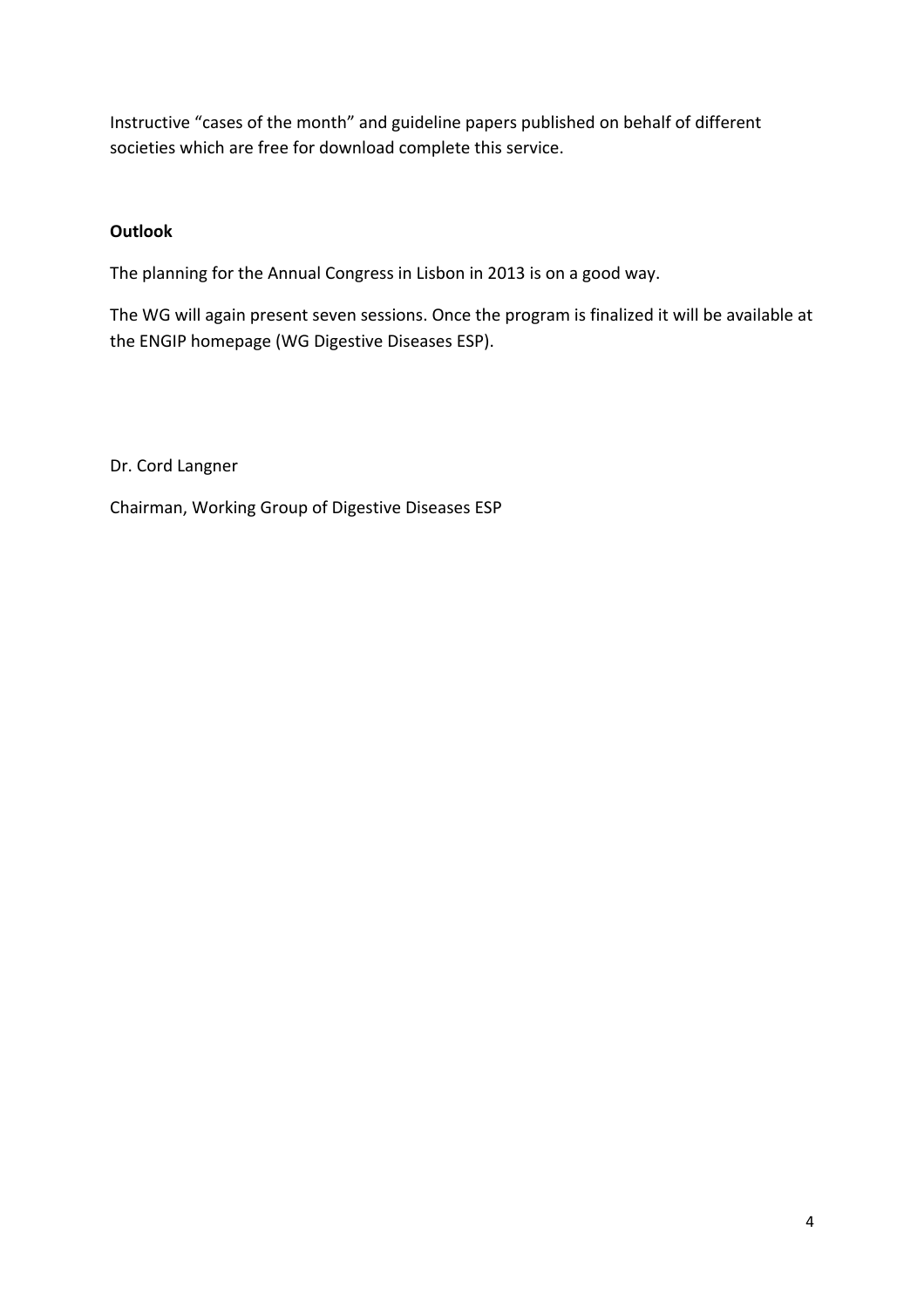Instructive “cases of the month” and guideline papers published on behalf of different societies which are free for download complete this service.

**Outlook**

The planning for the Annual Congress in Lisbon in 2013 is on a good way.

The WG will again present seven sessions. Once the program is finalized it will be available at the ENGIP homepage (WG Digestive Diseases ESP).

Dr. Cord Langner

Chairman, Working Group of Digestive Diseases ESP